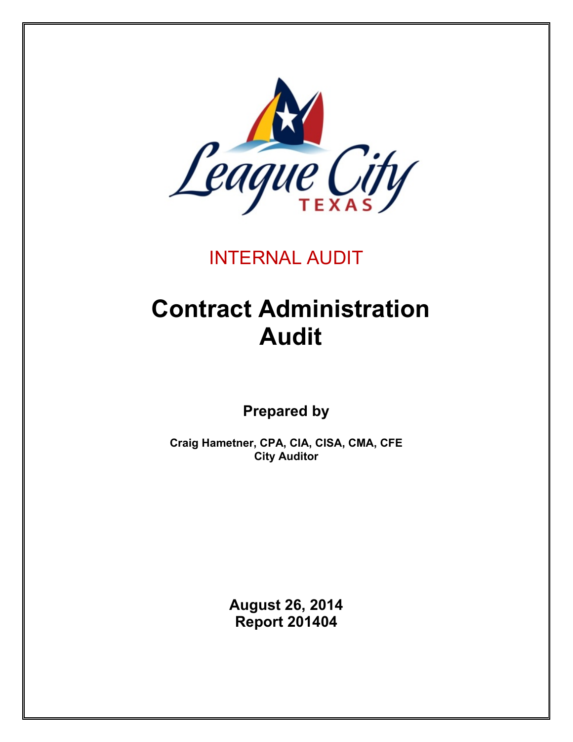League City
TEXAS

INTERNAL AUDIT

# Contract Administration Audit

**Prepared by**

**Craig Hametner, CPA, CIA, CISA, CMA, CFE**
**City Auditor**

**August 26, 2014**
**Report 201404**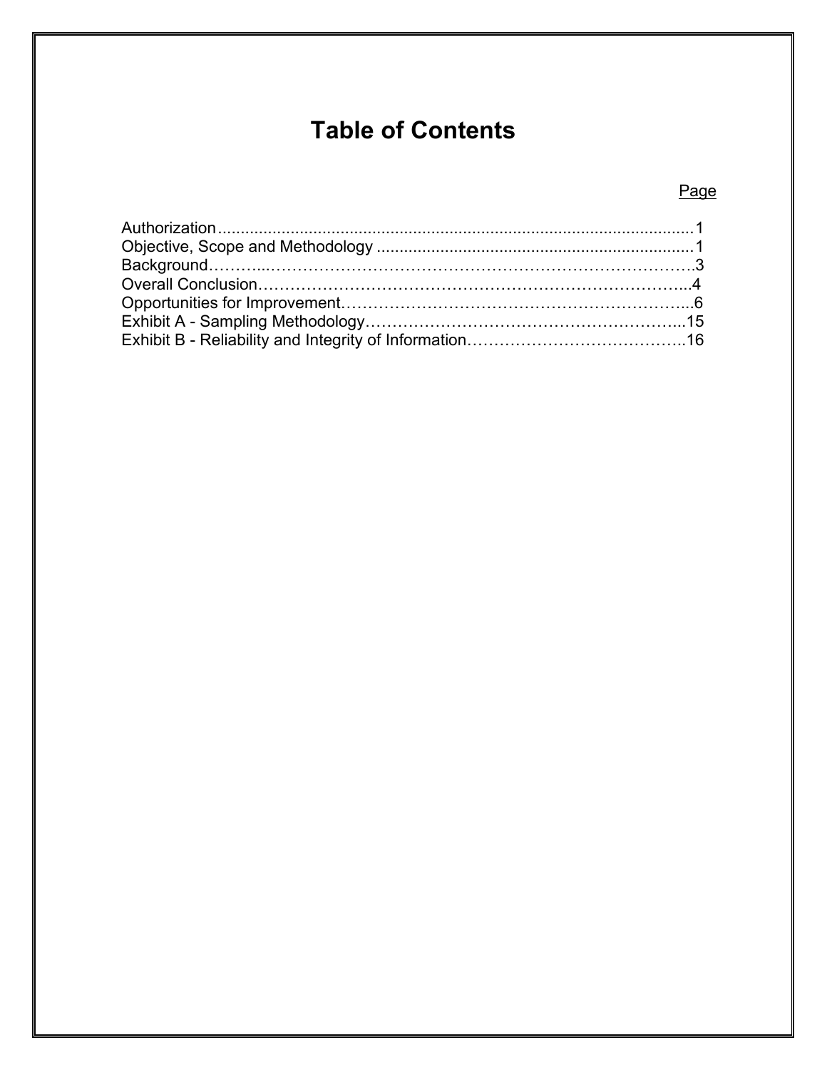# Table of Contents

| | Page |
|---|---|
| Authorization | 1 |
| Objective, Scope and Methodology | 1 |
| Background | 3 |
| Overall Conclusion | 4 |
| Opportunities for Improvement | 6 |
| Exhibit A - Sampling Methodology | 15 |
| Exhibit B - Reliability and Integrity of Information | 16 |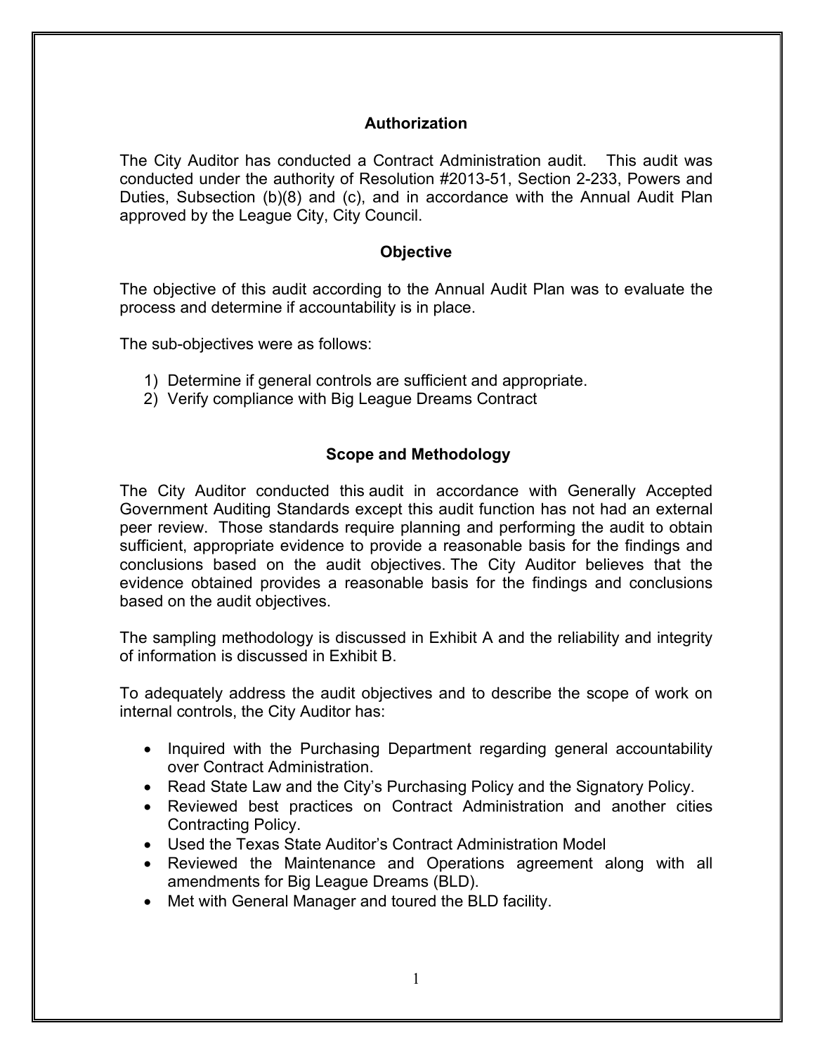## Authorization

The City Auditor has conducted a Contract Administration audit. This audit was conducted under the authority of Resolution #2013-51, Section 2-233, Powers and Duties, Subsection (b)(8) and (c), and in accordance with the Annual Audit Plan approved by the League City, City Council.

## Objective

The objective of this audit according to the Annual Audit Plan was to evaluate the process and determine if accountability is in place.

The sub-objectives were as follows:

1) Determine if general controls are sufficient and appropriate.
2) Verify compliance with Big League Dreams Contract

## Scope and Methodology

The City Auditor conducted this audit in accordance with Generally Accepted Government Auditing Standards except this audit function has not had an external peer review. Those standards require planning and performing the audit to obtain sufficient, appropriate evidence to provide a reasonable basis for the findings and conclusions based on the audit objectives. The City Auditor believes that the evidence obtained provides a reasonable basis for the findings and conclusions based on the audit objectives.

The sampling methodology is discussed in Exhibit A and the reliability and integrity of information is discussed in Exhibit B.

To adequately address the audit objectives and to describe the scope of work on internal controls, the City Auditor has:

- Inquired with the Purchasing Department regarding general accountability over Contract Administration.
- Read State Law and the City's Purchasing Policy and the Signatory Policy.
- Reviewed best practices on Contract Administration and another cities Contracting Policy.
- Used the Texas State Auditor's Contract Administration Model
- Reviewed the Maintenance and Operations agreement along with all amendments for Big League Dreams (BLD).
- Met with General Manager and toured the BLD facility.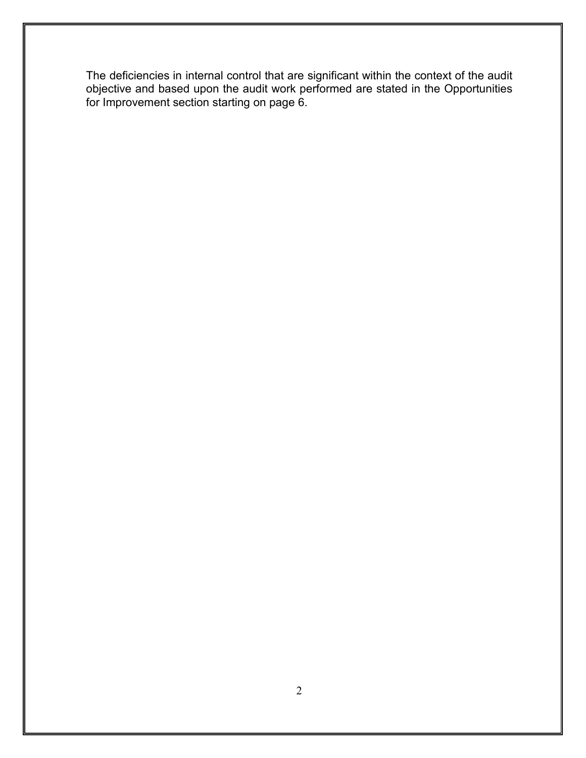The deficiencies in internal control that are significant within the context of the audit objective and based upon the audit work performed are stated in the Opportunities for Improvement section starting on page 6.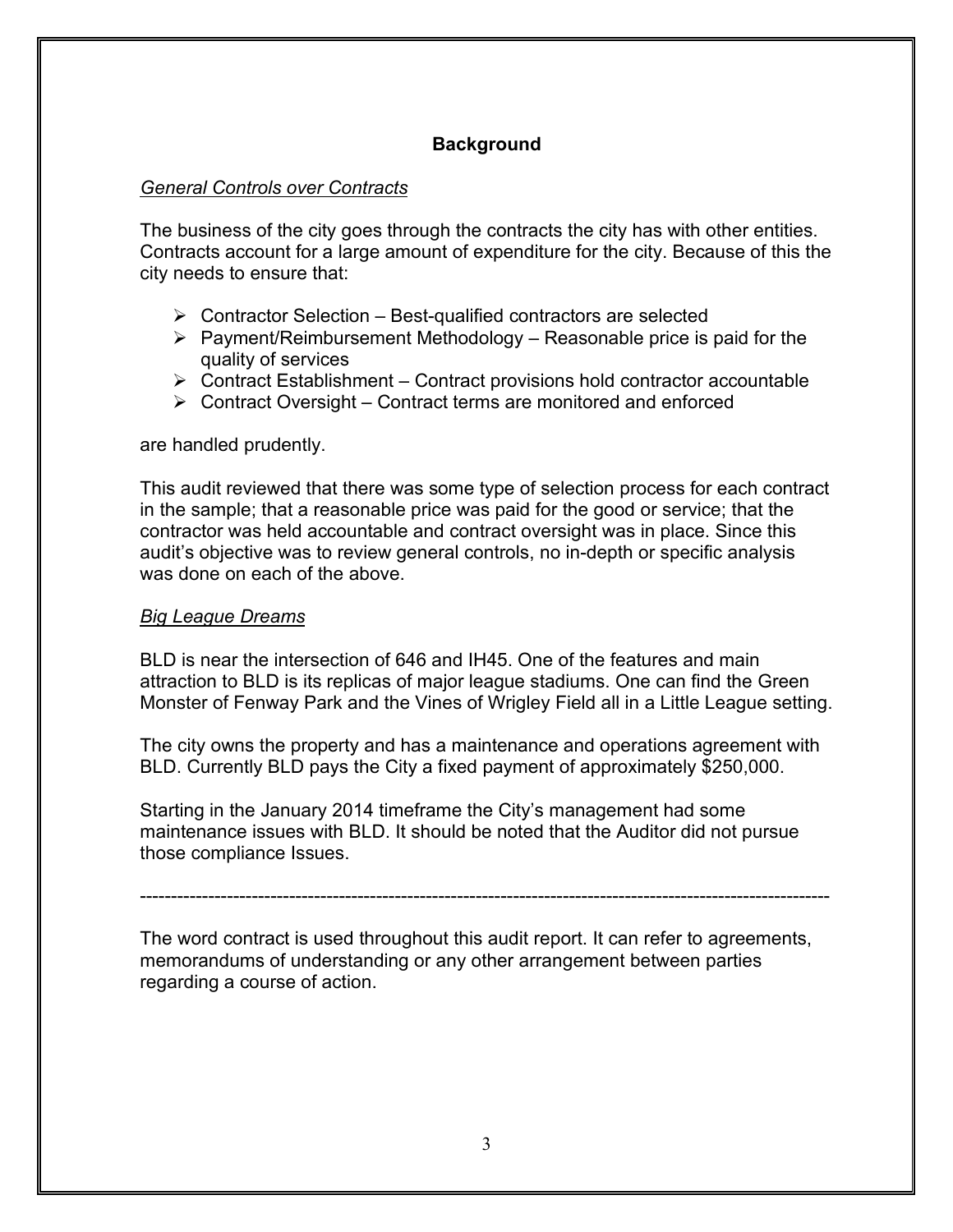## Background

*General Controls over Contracts*

The business of the city goes through the contracts the city has with other entities. Contracts account for a large amount of expenditure for the city. Because of this the city needs to ensure that:

- Contractor Selection – Best-qualified contractors are selected
- Payment/Reimbursement Methodology – Reasonable price is paid for the quality of services
- Contract Establishment – Contract provisions hold contractor accountable
- Contract Oversight – Contract terms are monitored and enforced

are handled prudently.

This audit reviewed that there was some type of selection process for each contract in the sample; that a reasonable price was paid for the good or service; that the contractor was held accountable and contract oversight was in place. Since this audit's objective was to review general controls, no in-depth or specific analysis was done on each of the above.

*Big League Dreams*

BLD is near the intersection of 646 and IH45. One of the features and main attraction to BLD is its replicas of major league stadiums. One can find the Green Monster of Fenway Park and the Vines of Wrigley Field all in a Little League setting.

The city owns the property and has a maintenance and operations agreement with BLD. Currently BLD pays the City a fixed payment of approximately $250,000.

Starting in the January 2014 timeframe the City's management had some maintenance issues with BLD. It should be noted that the Auditor did not pursue those compliance Issues.

---

The word contract is used throughout this audit report. It can refer to agreements, memorandums of understanding or any other arrangement between parties regarding a course of action.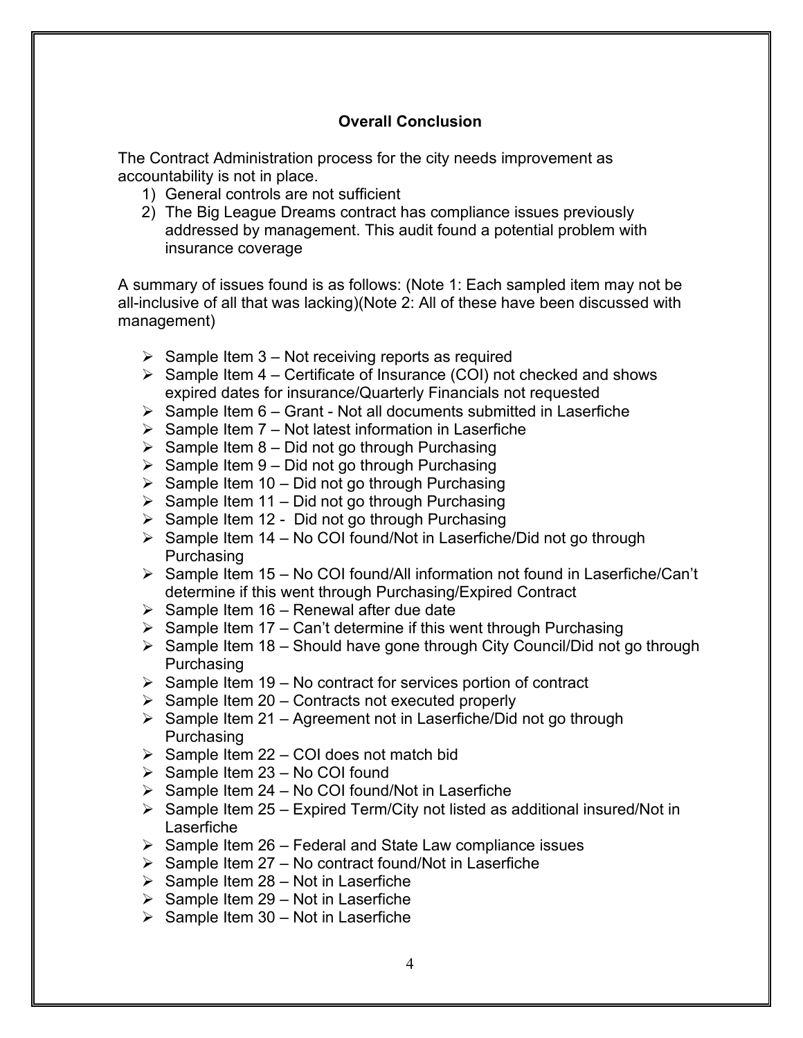## Overall Conclusion

The Contract Administration process for the city needs improvement as accountability is not in place.

1) General controls are not sufficient
2) The Big League Dreams contract has compliance issues previously addressed by management. This audit found a potential problem with insurance coverage

A summary of issues found is as follows: (Note 1: Each sampled item may not be all-inclusive of all that was lacking)(Note 2: All of these have been discussed with management)

- Sample Item 3 – Not receiving reports as required
- Sample Item 4 – Certificate of Insurance (COI) not checked and shows expired dates for insurance/Quarterly Financials not requested
- Sample Item 6 – Grant - Not all documents submitted in Laserfiche
- Sample Item 7 – Not latest information in Laserfiche
- Sample Item 8 – Did not go through Purchasing
- Sample Item 9 – Did not go through Purchasing
- Sample Item 10 – Did not go through Purchasing
- Sample Item 11 – Did not go through Purchasing
- Sample Item 12 - Did not go through Purchasing
- Sample Item 14 – No COI found/Not in Laserfiche/Did not go through Purchasing
- Sample Item 15 – No COI found/All information not found in Laserfiche/Can't determine if this went through Purchasing/Expired Contract
- Sample Item 16 – Renewal after due date
- Sample Item 17 – Can't determine if this went through Purchasing
- Sample Item 18 – Should have gone through City Council/Did not go through Purchasing
- Sample Item 19 – No contract for services portion of contract
- Sample Item 20 – Contracts not executed properly
- Sample Item 21 – Agreement not in Laserfiche/Did not go through Purchasing
- Sample Item 22 – COI does not match bid
- Sample Item 23 – No COI found
- Sample Item 24 – No COI found/Not in Laserfiche
- Sample Item 25 – Expired Term/City not listed as additional insured/Not in Laserfiche
- Sample Item 26 – Federal and State Law compliance issues
- Sample Item 27 – No contract found/Not in Laserfiche
- Sample Item 28 – Not in Laserfiche
- Sample Item 29 – Not in Laserfiche
- Sample Item 30 – Not in Laserfiche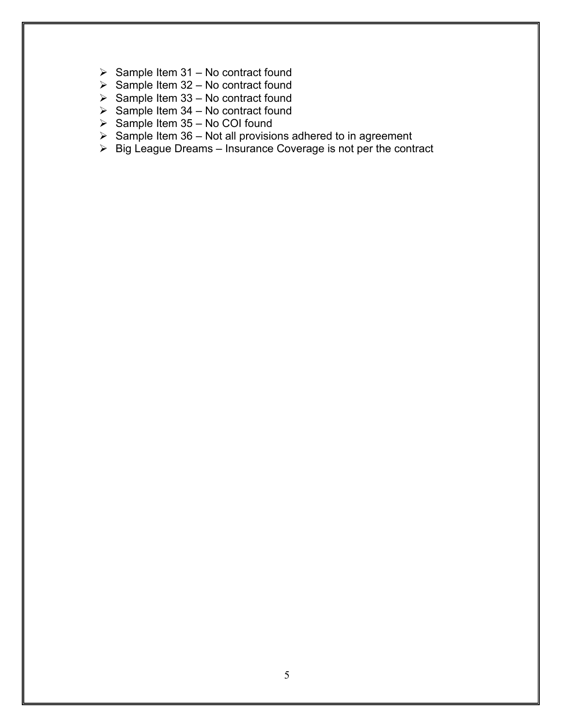- Sample Item 31 – No contract found
- Sample Item 32 – No contract found
- Sample Item 33 – No contract found
- Sample Item 34 – No contract found
- Sample Item 35 – No COI found
- Sample Item 36 – Not all provisions adhered to in agreement
- Big League Dreams – Insurance Coverage is not per the contract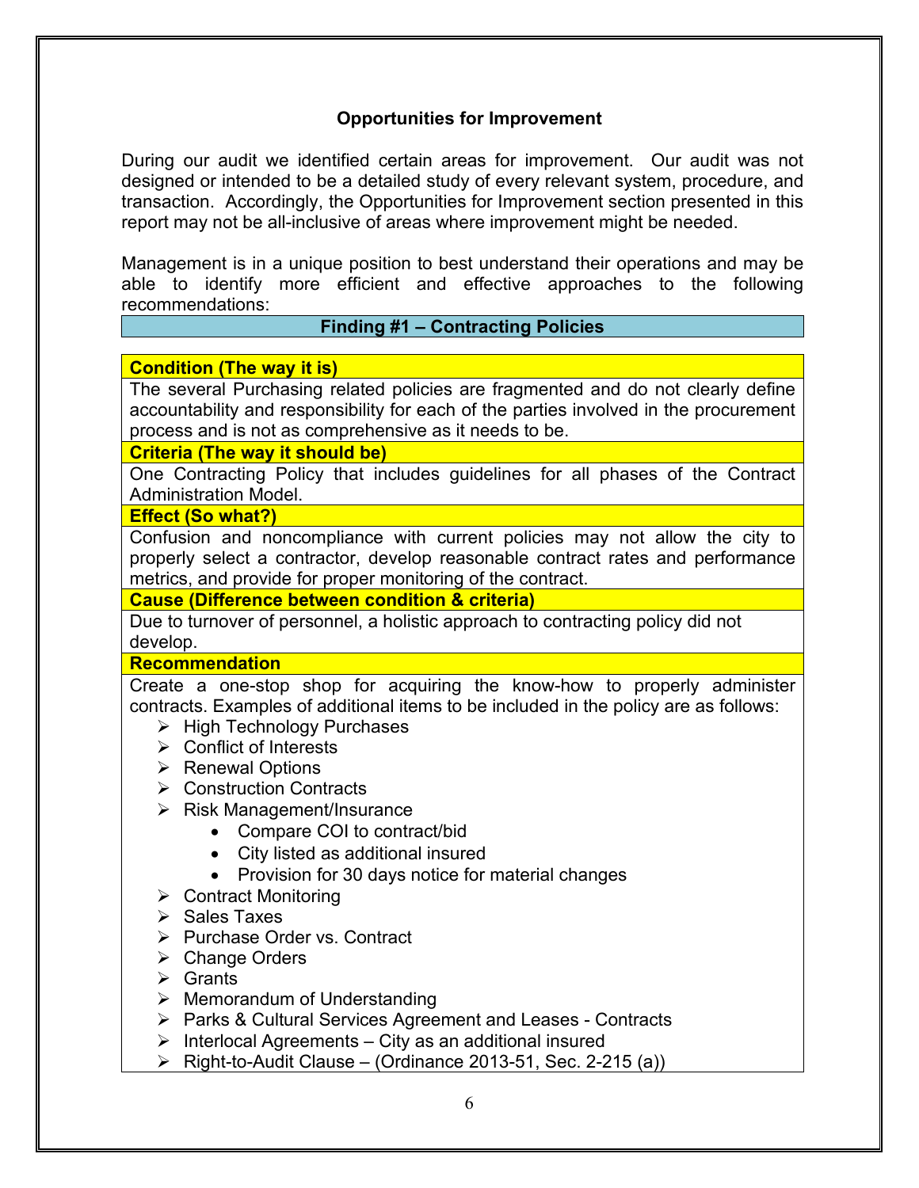## Opportunities for Improvement

During our audit we identified certain areas for improvement. Our audit was not designed or intended to be a detailed study of every relevant system, procedure, and transaction. Accordingly, the Opportunities for Improvement section presented in this report may not be all-inclusive of areas where improvement might be needed.

Management is in a unique position to best understand their operations and may be able to identify more efficient and effective approaches to the following recommendations:

### Finding #1 – Contracting Policies

**Condition (The way it is)**

The several Purchasing related policies are fragmented and do not clearly define accountability and responsibility for each of the parties involved in the procurement process and is not as comprehensive as it needs to be.

**Criteria (The way it should be)**

One Contracting Policy that includes guidelines for all phases of the Contract Administration Model.

**Effect (So what?)**

Confusion and noncompliance with current policies may not allow the city to properly select a contractor, develop reasonable contract rates and performance metrics, and provide for proper monitoring of the contract.

**Cause (Difference between condition & criteria)**

Due to turnover of personnel, a holistic approach to contracting policy did not develop.

**Recommendation**

Create a one-stop shop for acquiring the know-how to properly administer contracts. Examples of additional items to be included in the policy are as follows:

- High Technology Purchases
- Conflict of Interests
- Renewal Options
- Construction Contracts
- Risk Management/Insurance
  - Compare COI to contract/bid
  - City listed as additional insured
  - Provision for 30 days notice for material changes
- Contract Monitoring
- Sales Taxes
- Purchase Order vs. Contract
- Change Orders
- Grants
- Memorandum of Understanding
- Parks & Cultural Services Agreement and Leases - Contracts
- Interlocal Agreements – City as an additional insured
- Right-to-Audit Clause – (Ordinance 2013-51, Sec. 2-215 (a))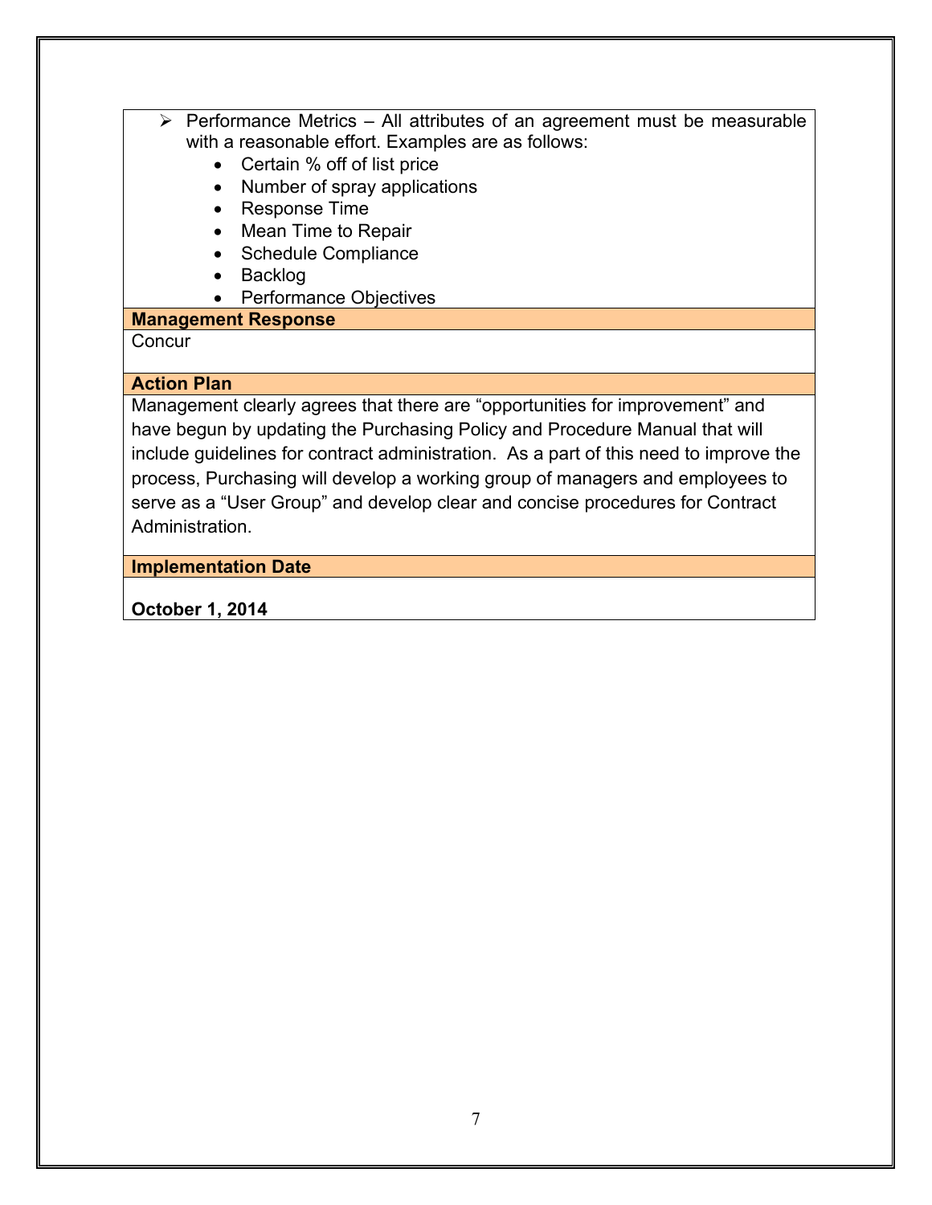- Performance Metrics – All attributes of an agreement must be measurable with a reasonable effort. Examples are as follows:
  - Certain % off of list price
  - Number of spray applications
  - Response Time
  - Mean Time to Repair
  - Schedule Compliance
  - Backlog
  - Performance Objectives

**Management Response**

Concur

**Action Plan**

Management clearly agrees that there are “opportunities for improvement” and have begun by updating the Purchasing Policy and Procedure Manual that will include guidelines for contract administration. As a part of this need to improve the process, Purchasing will develop a working group of managers and employees to serve as a “User Group” and develop clear and concise procedures for Contract Administration.

**Implementation Date**

**October 1, 2014**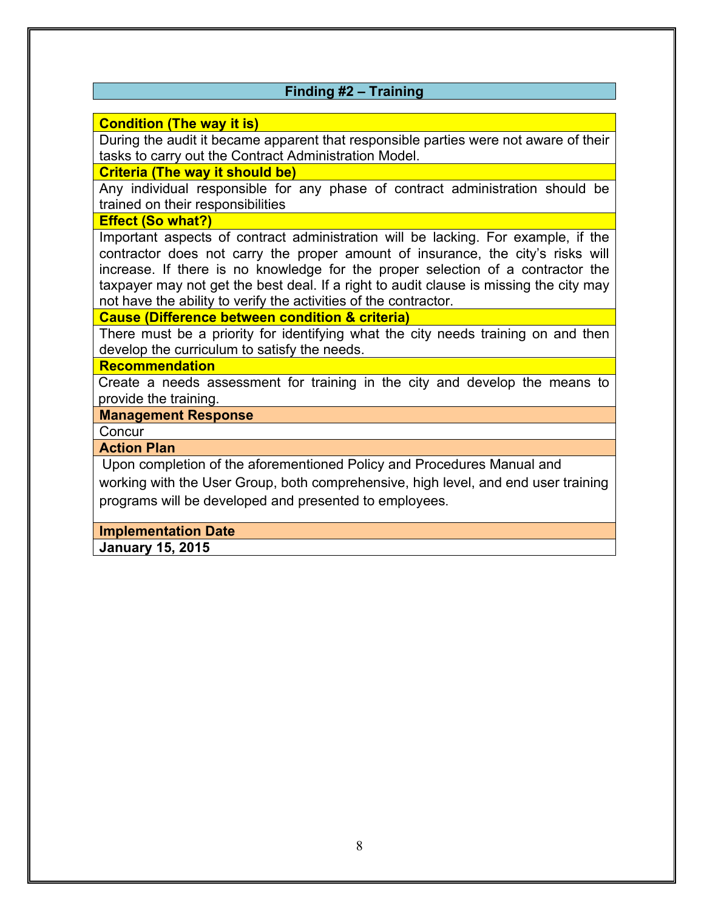## Finding #2 – Training

**Condition (The way it is)**

During the audit it became apparent that responsible parties were not aware of their tasks to carry out the Contract Administration Model.

**Criteria (The way it should be)**

Any individual responsible for any phase of contract administration should be trained on their responsibilities

**Effect (So what?)**

Important aspects of contract administration will be lacking. For example, if the contractor does not carry the proper amount of insurance, the city's risks will increase. If there is no knowledge for the proper selection of a contractor the taxpayer may not get the best deal. If a right to audit clause is missing the city may not have the ability to verify the activities of the contractor.

**Cause (Difference between condition & criteria)**

There must be a priority for identifying what the city needs training on and then develop the curriculum to satisfy the needs.

**Recommendation**

Create a needs assessment for training in the city and develop the means to provide the training.

**Management Response**

Concur

**Action Plan**

Upon completion of the aforementioned Policy and Procedures Manual and working with the User Group, both comprehensive, high level, and end user training programs will be developed and presented to employees.

**Implementation Date**

**January 15, 2015**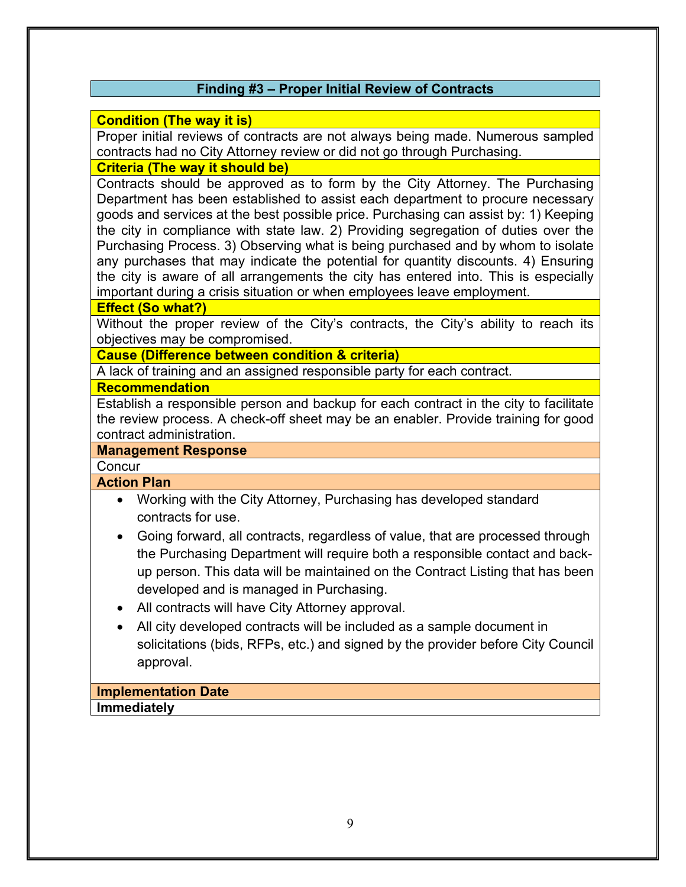## Finding #3 – Proper Initial Review of Contracts

**Condition (The way it is)**

Proper initial reviews of contracts are not always being made. Numerous sampled contracts had no City Attorney review or did not go through Purchasing.

**Criteria (The way it should be)**

Contracts should be approved as to form by the City Attorney. The Purchasing Department has been established to assist each department to procure necessary goods and services at the best possible price. Purchasing can assist by: 1) Keeping the city in compliance with state law. 2) Providing segregation of duties over the Purchasing Process. 3) Observing what is being purchased and by whom to isolate any purchases that may indicate the potential for quantity discounts. 4) Ensuring the city is aware of all arrangements the city has entered into. This is especially important during a crisis situation or when employees leave employment.

**Effect (So what?)**

Without the proper review of the City's contracts, the City's ability to reach its objectives may be compromised.

**Cause (Difference between condition & criteria)**

A lack of training and an assigned responsible party for each contract.

**Recommendation**

Establish a responsible person and backup for each contract in the city to facilitate the review process. A check-off sheet may be an enabler. Provide training for good contract administration.

**Management Response**

Concur

**Action Plan**

- Working with the City Attorney, Purchasing has developed standard contracts for use.
- Going forward, all contracts, regardless of value, that are processed through the Purchasing Department will require both a responsible contact and back-up person. This data will be maintained on the Contract Listing that has been developed and is managed in Purchasing.
- All contracts will have City Attorney approval.
- All city developed contracts will be included as a sample document in solicitations (bids, RFPs, etc.) and signed by the provider before City Council approval.

**Implementation Date**

**Immediately**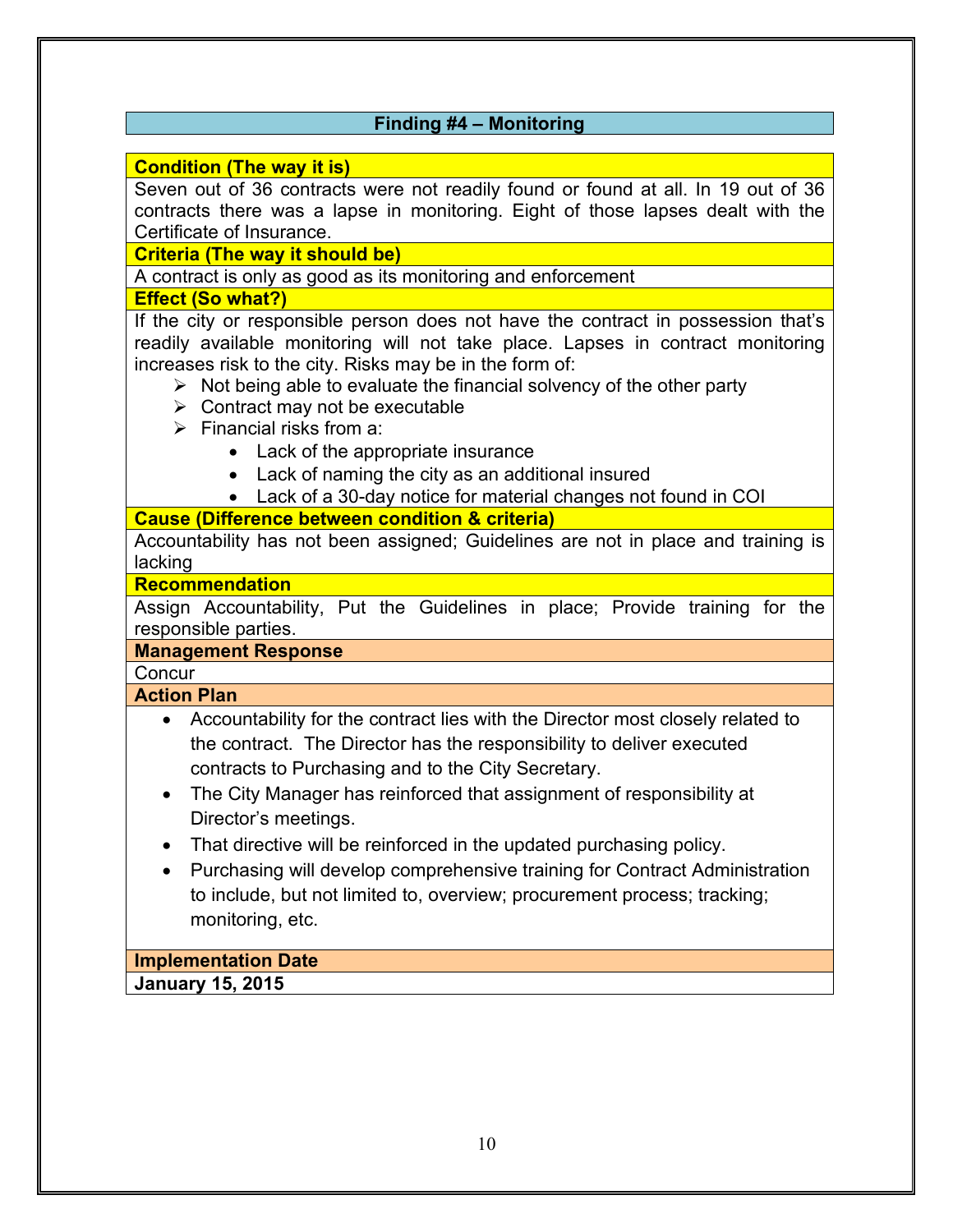## Finding #4 – Monitoring

**Condition (The way it is)**

Seven out of 36 contracts were not readily found or found at all. In 19 out of 36 contracts there was a lapse in monitoring. Eight of those lapses dealt with the Certificate of Insurance.

**Criteria (The way it should be)**

A contract is only as good as its monitoring and enforcement

**Effect (So what?)**

If the city or responsible person does not have the contract in possession that's readily available monitoring will not take place. Lapses in contract monitoring increases risk to the city. Risks may be in the form of:

- Not being able to evaluate the financial solvency of the other party
- Contract may not be executable
- Financial risks from a:
  - Lack of the appropriate insurance
  - Lack of naming the city as an additional insured
  - Lack of a 30-day notice for material changes not found in COI

**Cause (Difference between condition & criteria)**

Accountability has not been assigned; Guidelines are not in place and training is lacking

**Recommendation**

Assign Accountability, Put the Guidelines in place; Provide training for the responsible parties.

**Management Response**

Concur

**Action Plan**

- Accountability for the contract lies with the Director most closely related to the contract. The Director has the responsibility to deliver executed contracts to Purchasing and to the City Secretary.
- The City Manager has reinforced that assignment of responsibility at Director's meetings.
- That directive will be reinforced in the updated purchasing policy.
- Purchasing will develop comprehensive training for Contract Administration to include, but not limited to, overview; procurement process; tracking; monitoring, etc.

**Implementation Date**

**January 15, 2015**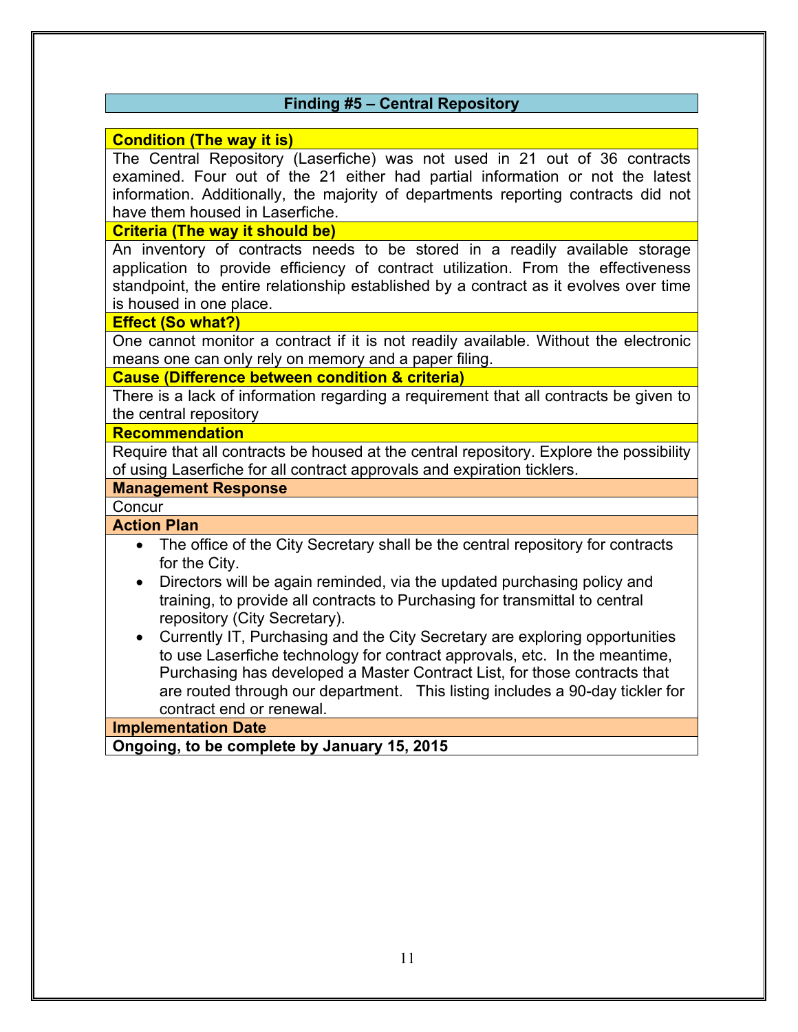## Finding #5 – Central Repository

**Condition (The way it is)**

The Central Repository (Laserfiche) was not used in 21 out of 36 contracts examined. Four out of the 21 either had partial information or not the latest information. Additionally, the majority of departments reporting contracts did not have them housed in Laserfiche.

**Criteria (The way it should be)**

An inventory of contracts needs to be stored in a readily available storage application to provide efficiency of contract utilization. From the effectiveness standpoint, the entire relationship established by a contract as it evolves over time is housed in one place.

**Effect (So what?)**

One cannot monitor a contract if it is not readily available. Without the electronic means one can only rely on memory and a paper filing.

**Cause (Difference between condition & criteria)**

There is a lack of information regarding a requirement that all contracts be given to the central repository

**Recommendation**

Require that all contracts be housed at the central repository. Explore the possibility of using Laserfiche for all contract approvals and expiration ticklers.

**Management Response**

Concur

**Action Plan**

- The office of the City Secretary shall be the central repository for contracts for the City.
- Directors will be again reminded, via the updated purchasing policy and training, to provide all contracts to Purchasing for transmittal to central repository (City Secretary).
- Currently IT, Purchasing and the City Secretary are exploring opportunities to use Laserfiche technology for contract approvals, etc. In the meantime, Purchasing has developed a Master Contract List, for those contracts that are routed through our department. This listing includes a 90-day tickler for contract end or renewal.

**Implementation Date**

**Ongoing, to be complete by January 15, 2015**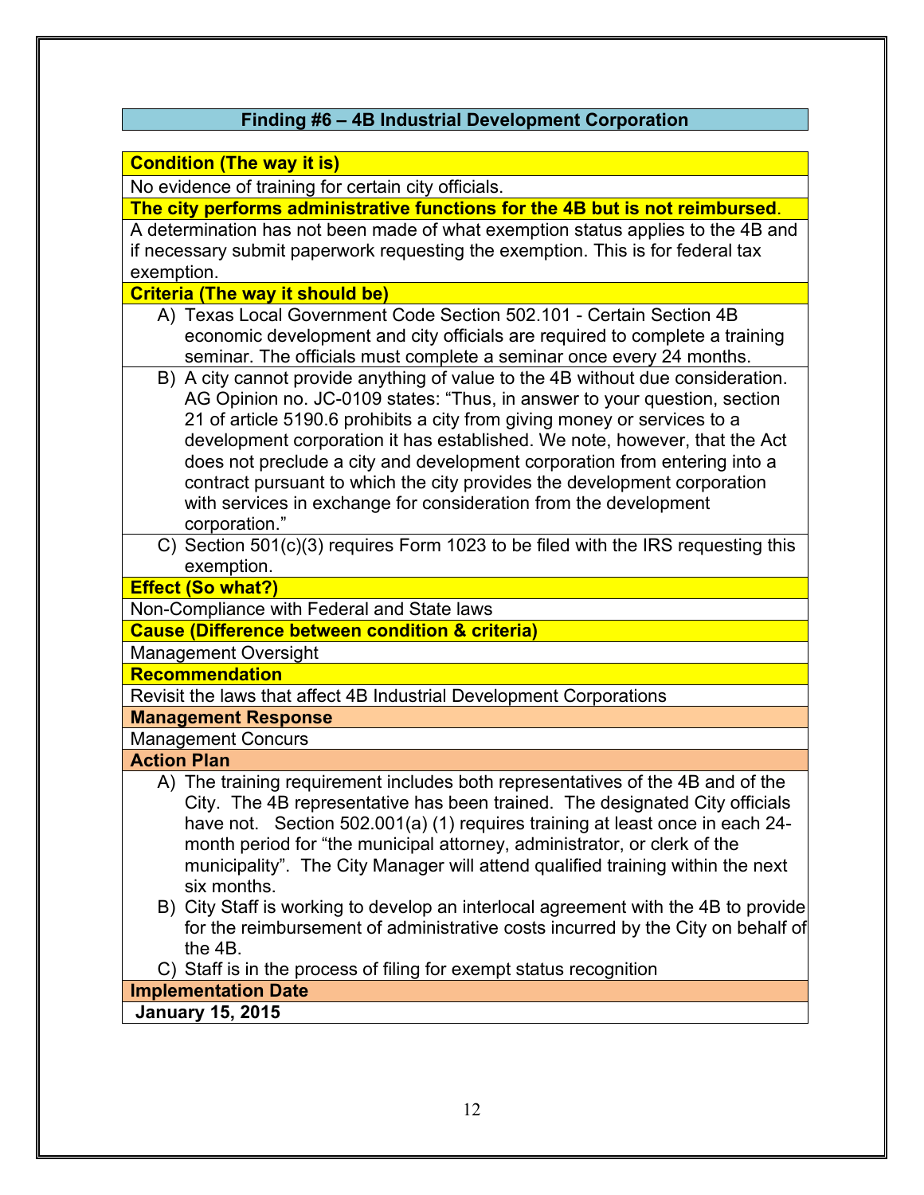## Finding #6 – 4B Industrial Development Corporation

**Condition (The way it is)**

No evidence of training for certain city officials.

**The city performs administrative functions for the 4B but is not reimbursed**.

A determination has not been made of what exemption status applies to the 4B and if necessary submit paperwork requesting the exemption. This is for federal tax exemption.

**Criteria (The way it should be)**

A) Texas Local Government Code Section 502.101 - Certain Section 4B economic development and city officials are required to complete a training seminar. The officials must complete a seminar once every 24 months.

B) A city cannot provide anything of value to the 4B without due consideration. AG Opinion no. JC-0109 states: “Thus, in answer to your question, section 21 of article 5190.6 prohibits a city from giving money or services to a development corporation it has established. We note, however, that the Act does not preclude a city and development corporation from entering into a contract pursuant to which the city provides the development corporation with services in exchange for consideration from the development corporation.”

C) Section 501(c)(3) requires Form 1023 to be filed with the IRS requesting this exemption.

**Effect (So what?)**

Non-Compliance with Federal and State laws

**Cause (Difference between condition & criteria)**

Management Oversight

**Recommendation**

Revisit the laws that affect 4B Industrial Development Corporations

**Management Response**

Management Concurs

**Action Plan**

A) The training requirement includes both representatives of the 4B and of the City. The 4B representative has been trained. The designated City officials have not. Section 502.001(a) (1) requires training at least once in each 24-month period for “the municipal attorney, administrator, or clerk of the municipality”. The City Manager will attend qualified training within the next six months.

B) City Staff is working to develop an interlocal agreement with the 4B to provide for the reimbursement of administrative costs incurred by the City on behalf of the 4B.

C) Staff is in the process of filing for exempt status recognition

**Implementation Date**

**January 15, 2015**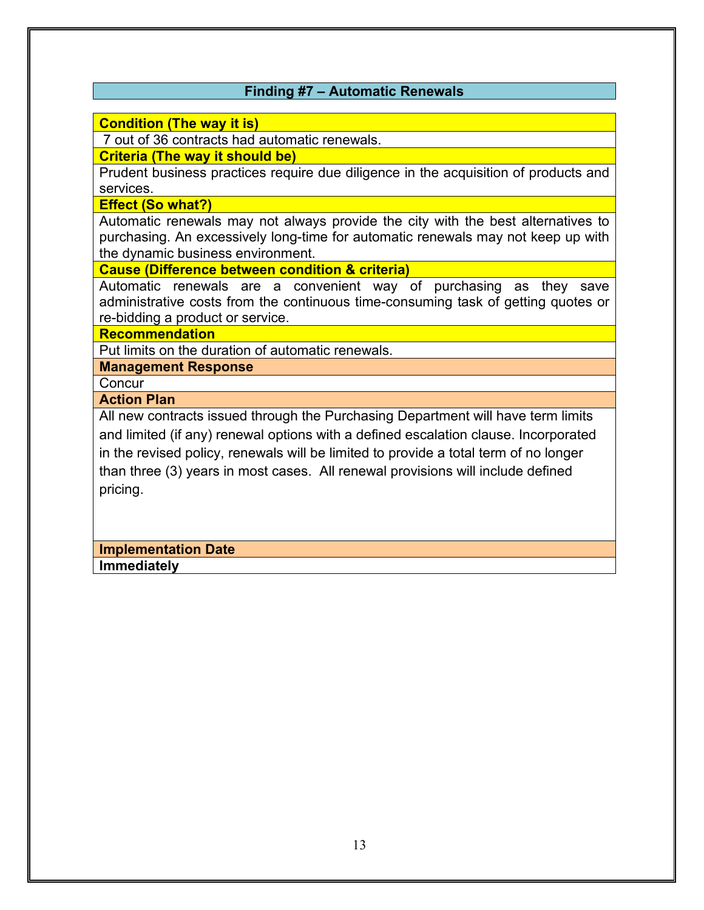## Finding #7 – Automatic Renewals

**Condition (The way it is)**

7 out of 36 contracts had automatic renewals.

**Criteria (The way it should be)**

Prudent business practices require due diligence in the acquisition of products and services.

**Effect (So what?)**

Automatic renewals may not always provide the city with the best alternatives to purchasing. An excessively long-time for automatic renewals may not keep up with the dynamic business environment.

**Cause (Difference between condition & criteria)**

Automatic renewals are a convenient way of purchasing as they save administrative costs from the continuous time-consuming task of getting quotes or re-bidding a product or service.

**Recommendation**

Put limits on the duration of automatic renewals.

**Management Response**

Concur

**Action Plan**

All new contracts issued through the Purchasing Department will have term limits and limited (if any) renewal options with a defined escalation clause. Incorporated in the revised policy, renewals will be limited to provide a total term of no longer than three (3) years in most cases. All renewal provisions will include defined pricing.

**Implementation Date**

**Immediately**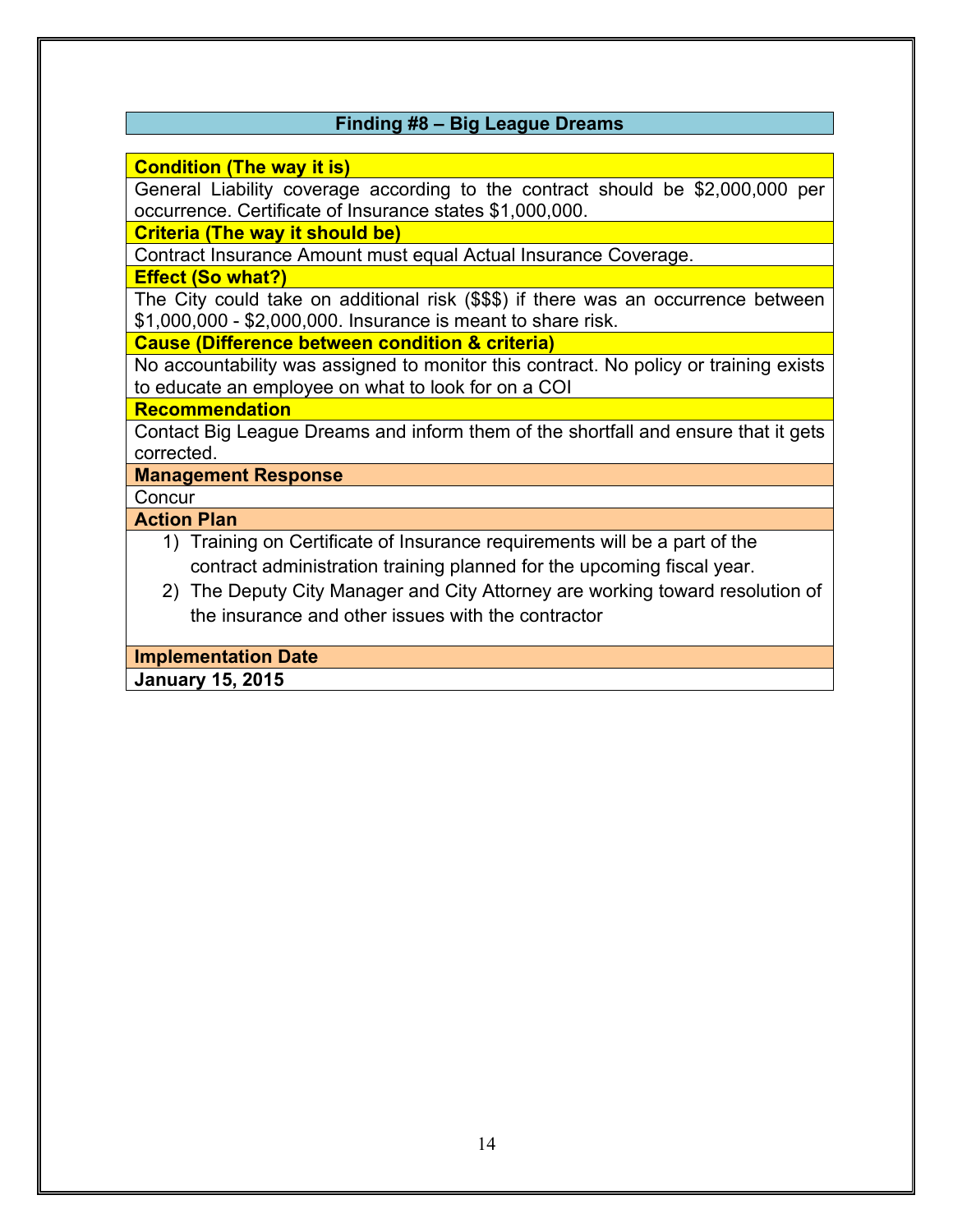## Finding #8 – Big League Dreams

**Condition (The way it is)**

General Liability coverage according to the contract should be $2,000,000 per occurrence. Certificate of Insurance states $1,000,000.

**Criteria (The way it should be)**

Contract Insurance Amount must equal Actual Insurance Coverage.

**Effect (So what?)**

The City could take on additional risk ($$$) if there was an occurrence between $1,000,000 - $2,000,000. Insurance is meant to share risk.

**Cause (Difference between condition & criteria)**

No accountability was assigned to monitor this contract. No policy or training exists to educate an employee on what to look for on a COI

**Recommendation**

Contact Big League Dreams and inform them of the shortfall and ensure that it gets corrected.

**Management Response**

Concur

**Action Plan**

1) Training on Certificate of Insurance requirements will be a part of the contract administration training planned for the upcoming fiscal year.
2) The Deputy City Manager and City Attorney are working toward resolution of the insurance and other issues with the contractor

**Implementation Date**

**January 15, 2015**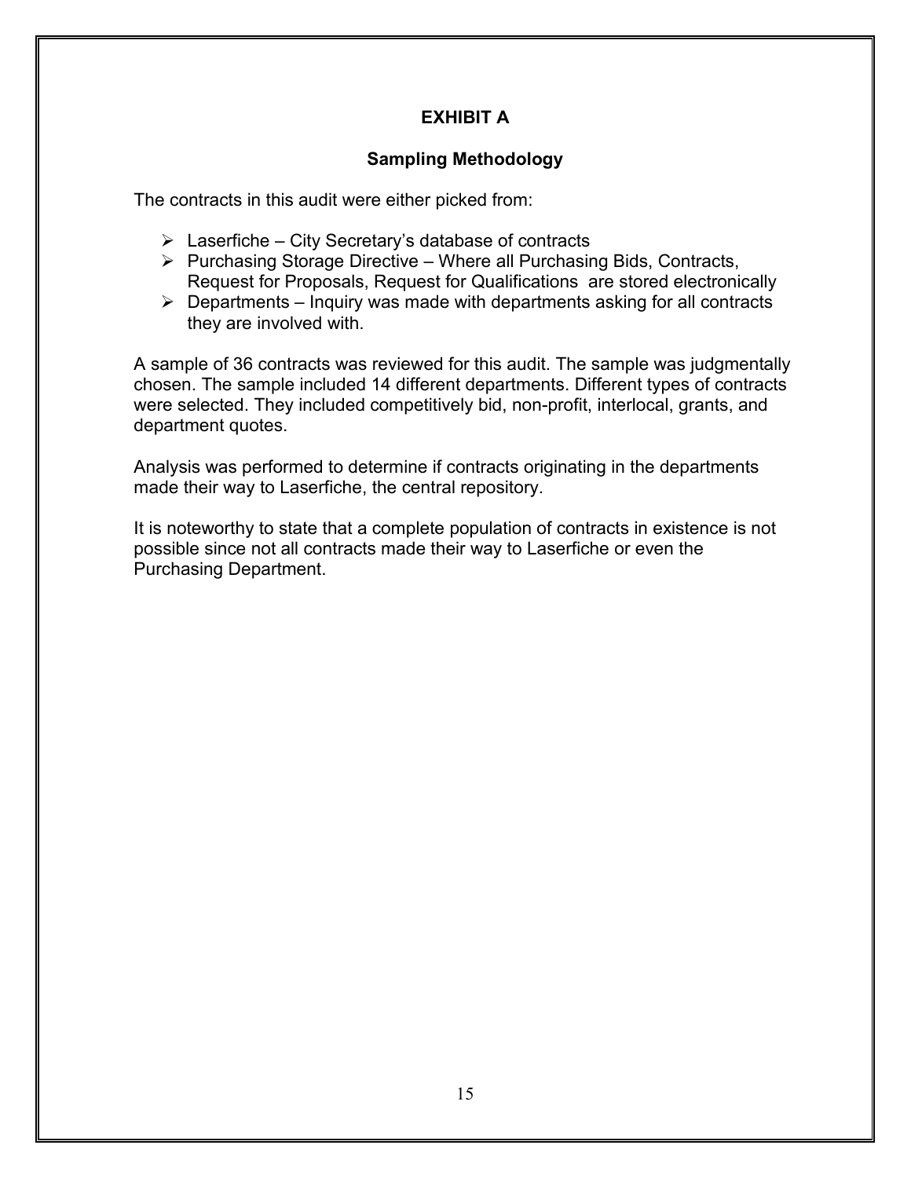# EXHIBIT A

## Sampling Methodology

The contracts in this audit were either picked from:

- Laserfiche – City Secretary's database of contracts
- Purchasing Storage Directive – Where all Purchasing Bids, Contracts, Request for Proposals, Request for Qualifications are stored electronically
- Departments – Inquiry was made with departments asking for all contracts they are involved with.

A sample of 36 contracts was reviewed for this audit. The sample was judgmentally chosen. The sample included 14 different departments. Different types of contracts were selected. They included competitively bid, non-profit, interlocal, grants, and department quotes.

Analysis was performed to determine if contracts originating in the departments made their way to Laserfiche, the central repository.

It is noteworthy to state that a complete population of contracts in existence is not possible since not all contracts made their way to Laserfiche or even the Purchasing Department.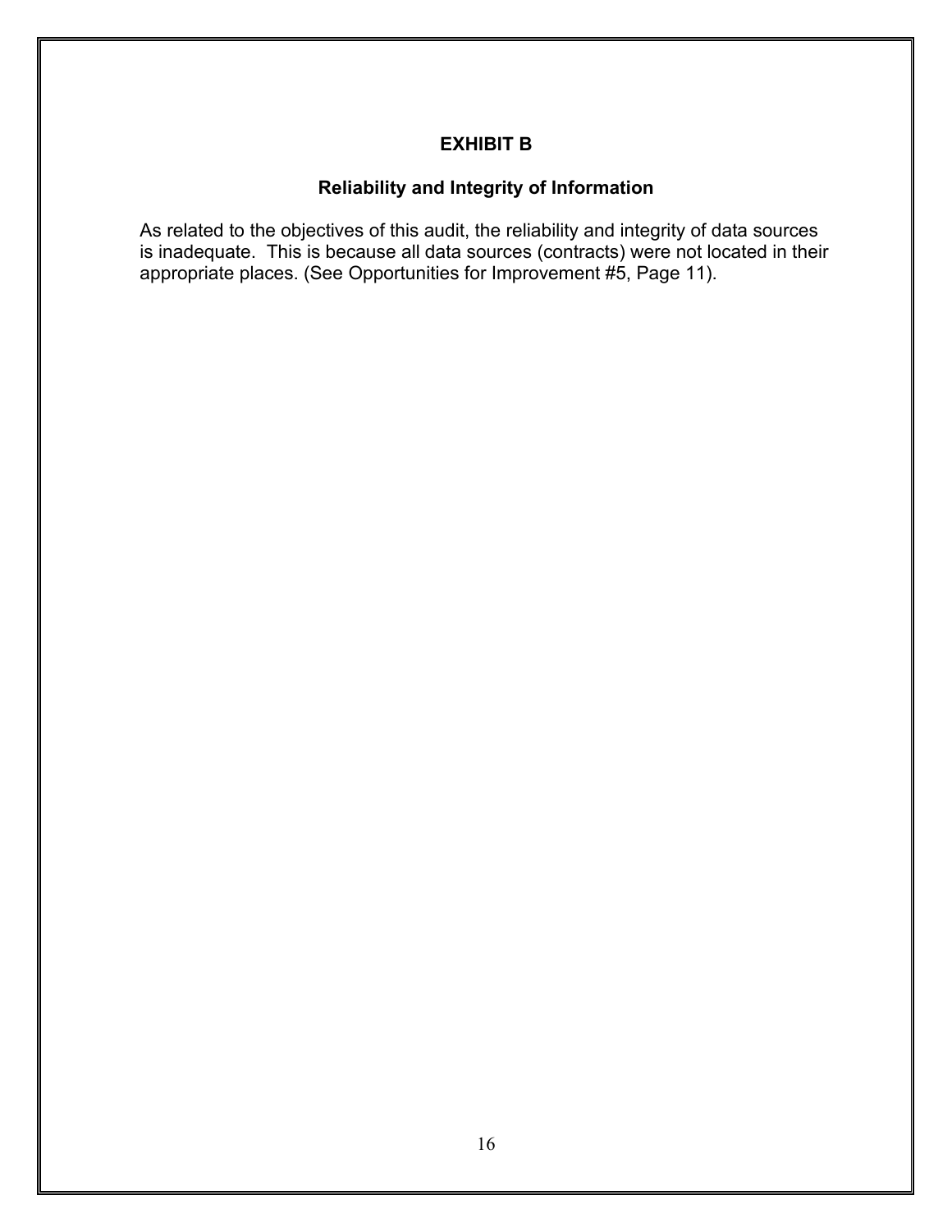## EXHIBIT B

### Reliability and Integrity of Information

As related to the objectives of this audit, the reliability and integrity of data sources is inadequate. This is because all data sources (contracts) were not located in their appropriate places. (See Opportunities for Improvement #5, Page 11).